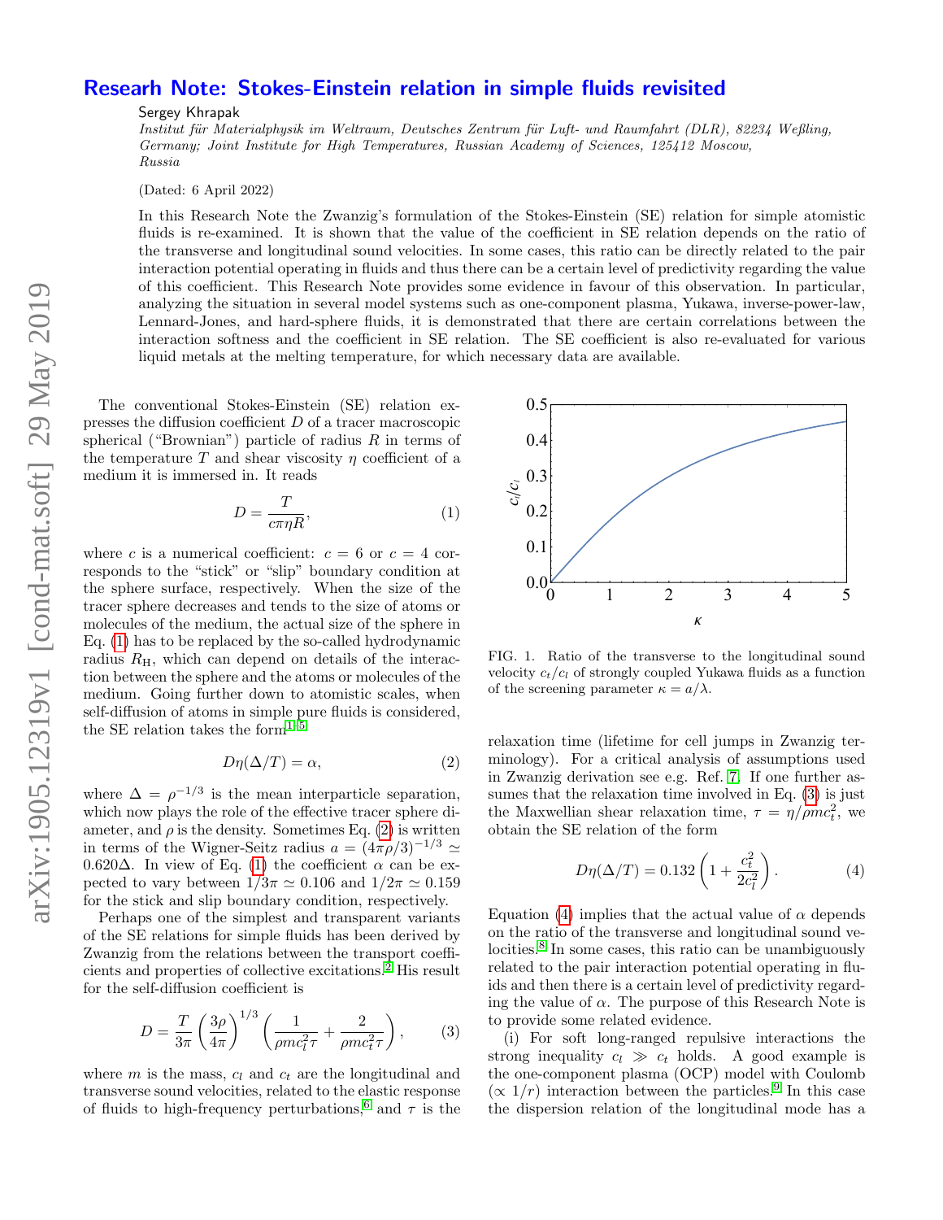# Researh Note: Stokes-Einstein relation in simple fluids revisited

Sergey Khrapak

*Institut für Materialphysik im Weltraum, Deutsches Zentrum für Luft- und Raumfahrt (DLR), 82234 Weßling, Germany; Joint Institute for High Temperatures, Russian Academy of Sciences, 125412 Moscow, Russia*

(Dated: 6 April 2022)

In this Research Note the Zwanzig's formulation of the Stokes-Einstein (SE) relation for simple atomistic fluids is re-examined. It is shown that the value of the coefficient in SE relation depends on the ratio of the transverse and longitudinal sound velocities. In some cases, this ratio can be directly related to the pair interaction potential operating in fluids and thus there can be a certain level of predictivity regarding the value of this coefficient. This Research Note provides some evidence in favour of this observation. In particular, analyzing the situation in several model systems such as one-component plasma, Yukawa, inverse-power-law, Lennard-Jones, and hard-sphere fluids, it is demonstrated that there are certain correlations between the interaction softness and the coefficient in SE relation. The SE coefficient is also re-evaluated for various liquid metals at the melting temperature, for which necessary data are available.

The conventional Stokes-Einstein (SE) relation expresses the diffusion coefficient $D$ of a tracer macroscopic spherical ("Brownian") particle of radius $R$ in terms of the temperature $T$ and shear viscosity $\eta$ coefficient of a medium it is immersed in. It reads

$$D = \frac{T}{c\pi\eta R}, \tag{1}$$

where $c$ is a numerical coefficient: $c = 6$ or $c = 4$ corresponds to the "stick" or "slip" boundary condition at the sphere surface, respectively. When the size of the tracer sphere decreases and tends to the size of atoms or molecules of the medium, the actual size of the sphere in Eq. (1) has to be replaced by the so-called hydrodynamic radius $R_{\rm H}$, which can depend on details of the interaction between the sphere and the atoms or molecules of the medium. Going further down to atomistic scales, when self-diffusion of atoms in simple pure fluids is considered, the SE relation takes the form[1–5]

$$D\eta(\Delta/T) = \alpha, \tag{2}$$

where $\Delta = \rho^{-1/3}$ is the mean interparticle separation, which now plays the role of the effective tracer sphere diameter, and $\rho$ is the density. Sometimes Eq. (2) is written in terms of the Wigner-Seitz radius $a = (4\pi\rho/3)^{-1/3} \simeq 0.620\Delta$. In view of Eq. (1) the coefficient $\alpha$ can be expected to vary between $1/3\pi \simeq 0.106$ and $1/2\pi \simeq 0.159$ for the stick and slip boundary condition, respectively.

Perhaps one of the simplest and transparent variants of the SE relations for simple fluids has been derived by Zwanzig from the relations between the transport coefficients and properties of collective excitations.[2] His result for the self-diffusion coefficient is

$$D = \frac{T}{3\pi}\left(\frac{3\rho}{4\pi}\right)^{1/3}\left(\frac{1}{\rho m c_l^2 \tau} + \frac{2}{\rho m c_t^2 \tau}\right), \tag{3}$$

where $m$ is the mass, $c_l$ and $c_t$ are the longitudinal and transverse sound velocities, related to the elastic response of fluids to high-frequency perturbations,[6] and $\tau$ is the relaxation time (lifetime for cell jumps in Zwanzig terminology). For a critical analysis of assumptions used in Zwanzig derivation see e.g. Ref. [7]. If one further assumes that the relaxation time involved in Eq. (3) is just the Maxwellian shear relaxation time, $\tau = \eta/\rho m c_t^2$, we obtain the SE relation of the form

$$D\eta(\Delta/T) = 0.132\left(1 + \frac{c_t^2}{2c_l^2}\right). \tag{4}$$

Equation (4) implies that the actual value of $\alpha$ depends on the ratio of the transverse and longitudinal sound velocities.[8] In some cases, this ratio can be unambiguously related to the pair interaction potential operating in fluids and then there is a certain level of predictivity regarding the value of $\alpha$. The purpose of this Research Note is to provide some related evidence.

FIG. 1. Ratio of the transverse to the longitudinal sound velocity $c_t/c_l$ of strongly coupled Yukawa fluids as a function of the screening parameter $\kappa = a/\lambda$.

(i) For soft long-ranged repulsive interactions the strong inequality $c_l \gg c_t$ holds. A good example is the one-component plasma (OCP) model with Coulomb ($\propto 1/r$) interaction between the particles.[9] In this case the dispersion relation of the longitudinal mode has a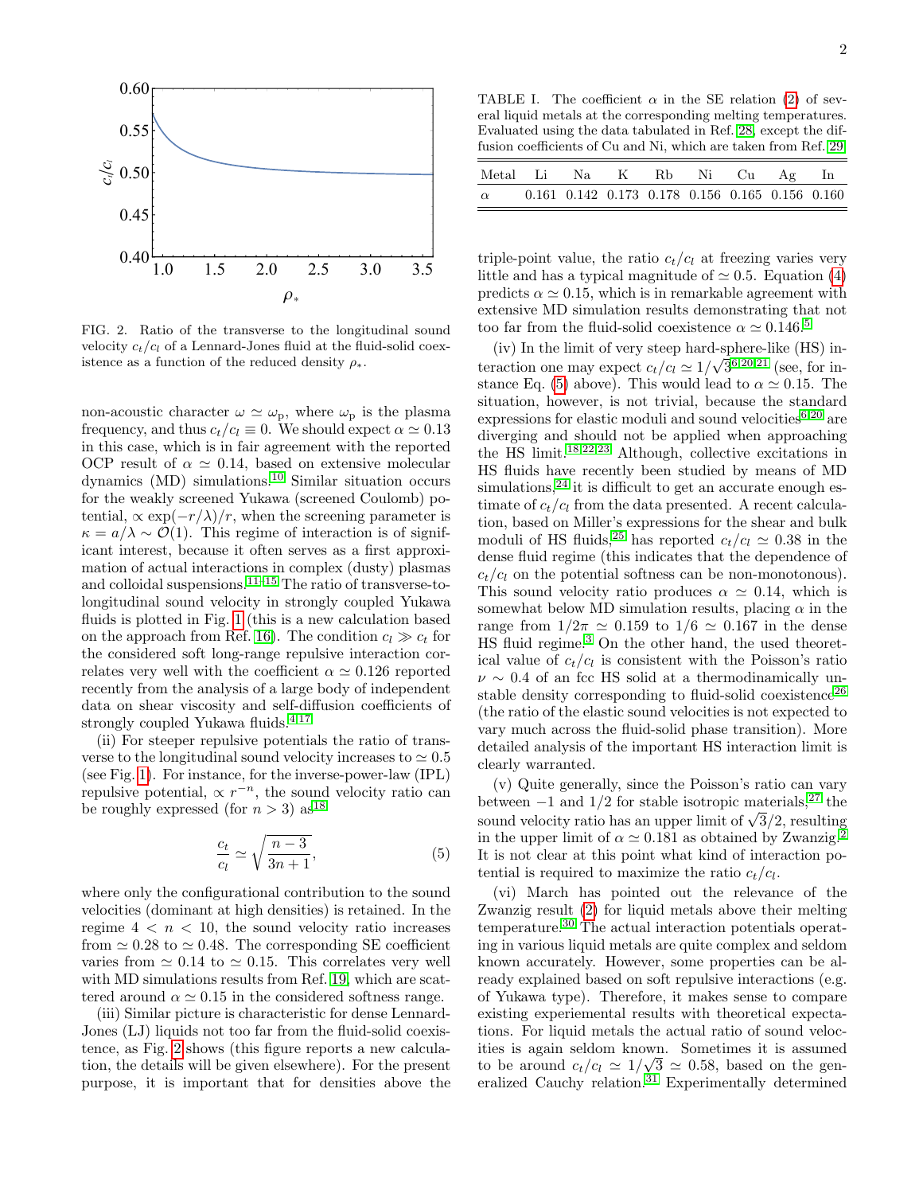FIG. 2. Ratio of the transverse to the longitudinal sound velocity $c_t/c_l$ of a Lennard-Jones fluid at the fluid-solid coexistence as a function of the reduced density $\rho_*$.

non-acoustic character $\omega \simeq \omega_{\rm p}$, where $\omega_{\rm p}$ is the plasma frequency, and thus $c_t/c_l \equiv 0$. We should expect $\alpha \simeq 0.13$ in this case, which is in fair agreement with the reported OCP result of $\alpha \simeq 0.14$, based on extensive molecular dynamics (MD) simulations.[10] Similar situation occurs for the weakly screened Yukawa (screened Coulomb) potential, $\propto \exp(-r/\lambda)/r$, when the screening parameter is $\kappa = a/\lambda \sim \mathcal{O}(1)$. This regime of interaction is of significant interest, because it often serves as a first approximation of actual interactions in complex (dusty) plasmas and colloidal suspensions.[11–15] The ratio of transverse-to-longitudinal sound velocity in strongly coupled Yukawa fluids is plotted in Fig. 1 (this is a new calculation based on the approach from Ref. 16). The condition $c_l \gg c_t$ for the considered soft long-range repulsive interaction correlates very well with the coefficient $\alpha \simeq 0.126$ reported recently from the analysis of a large body of independent data on shear viscosity and self-diffusion coefficients of strongly coupled Yukawa fluids.[4,17]

(ii) For steeper repulsive potentials the ratio of transverse to the longitudinal sound velocity increases to $\simeq 0.5$ (see Fig. 1). For instance, for the inverse-power-law (IPL) repulsive potential, $\propto r^{-n}$, the sound velocity ratio can be roughly expressed (for $n > 3$) as[18]

$$\frac{c_t}{c_l} \simeq \sqrt{\frac{n-3}{3n+1}}, \tag{5}$$

where only the configurational contribution to the sound velocities (dominant at high densities) is retained. In the regime $4 < n < 10$, the sound velocity ratio increases from $\simeq 0.28$ to $\simeq 0.48$. The corresponding SE coefficient varies from $\simeq 0.14$ to $\simeq 0.15$. This correlates very well with MD simulations results from Ref. 19, which are scattered around $\alpha \simeq 0.15$ in the considered softness range.

(iii) Similar picture is characteristic for dense Lennard-Jones (LJ) liquids not too far from the fluid-solid coexistence, as Fig. 2 shows (this figure reports a new calculation, the details will be given elsewhere). For the present purpose, it is important that for densities above the triple-point value, the ratio $c_t/c_l$ at freezing varies very little and has a typical magnitude of $\simeq 0.5$. Equation (4) predicts $\alpha \simeq 0.15$, which is in remarkable agreement with extensive MD simulation results demonstrating that not too far from the fluid-solid coexistence $\alpha \simeq 0.146$.[5]

TABLE I. The coefficient $\alpha$ in the SE relation (2) of several liquid metals at the corresponding melting temperatures. Evaluated using the data tabulated in Ref. 28, except the diffusion coefficients of Cu and Ni, which are taken from Ref. 29.

| Metal | Li | Na | K | Rb | Ni | Cu | Ag | In |
|---|---|---|---|---|---|---|---|---|
| $\alpha$ | 0.161 | 0.142 | 0.173 | 0.178 | 0.156 | 0.165 | 0.156 | 0.160 |

(iv) In the limit of very steep hard-sphere-like (HS) interaction one may expect $c_t/c_l \simeq 1/\sqrt{3}$[6,20,21] (see, for instance Eq. (5) above). This would lead to $\alpha \simeq 0.15$. The situation, however, is not trivial, because the standard expressions for elastic moduli and sound velocities[6,20] are diverging and should not be applied when approaching the HS limit.[18,22,23] Although, collective excitations in HS fluids have recently been studied by means of MD simulations,[24] it is difficult to get an accurate enough estimate of $c_t/c_l$ from the data presented. A recent calculation, based on Miller's expressions for the shear and bulk moduli of HS fluids,[25] has reported $c_t/c_l \simeq 0.38$ in the dense fluid regime (this indicates that the dependence of $c_t/c_l$ on the potential softness can be non-monotonous). This sound velocity ratio produces $\alpha \simeq 0.14$, which is somewhat below MD simulation results, placing $\alpha$ in the range from $1/2\pi \simeq 0.159$ to $1/6 \simeq 0.167$ in the dense HS fluid regime.[3] On the other hand, the used theoretical value of $c_t/c_l$ is consistent with the Poisson's ratio $\nu \sim 0.4$ of an fcc HS solid at a thermodynamically unstable density corresponding to fluid-solid coexistence[26] (the ratio of the elastic sound velocities is not expected to vary much across the fluid-solid phase transition). More detailed analysis of the important HS interaction limit is clearly warranted.

(v) Quite generally, since the Poisson's ratio can vary between $-1$ and $1/2$ for stable isotropic materials,[27] the sound velocity ratio has an upper limit of $\sqrt{3}/2$, resulting in the upper limit of $\alpha \simeq 0.181$ as obtained by Zwanzig.[2] It is not clear at this point what kind of interaction potential is required to maximize the ratio $c_t/c_l$.

(vi) March has pointed out the relevance of the Zwanzig result (2) for liquid metals above their melting temperature.[30] The actual interaction potentials operating in various liquid metals are quite complex and seldom known accurately. However, some properties can be already explained based on soft repulsive interactions (e.g. of Yukawa type). Therefore, it makes sense to compare existing experiemental results with theoretical expectations. For liquid metals the actual ratio of sound velocities is again seldom known. Sometimes it is assumed to be around $c_t/c_l \simeq 1/\sqrt{3} \simeq 0.58$, based on the generalized Cauchy relation.[31] Experimentally determined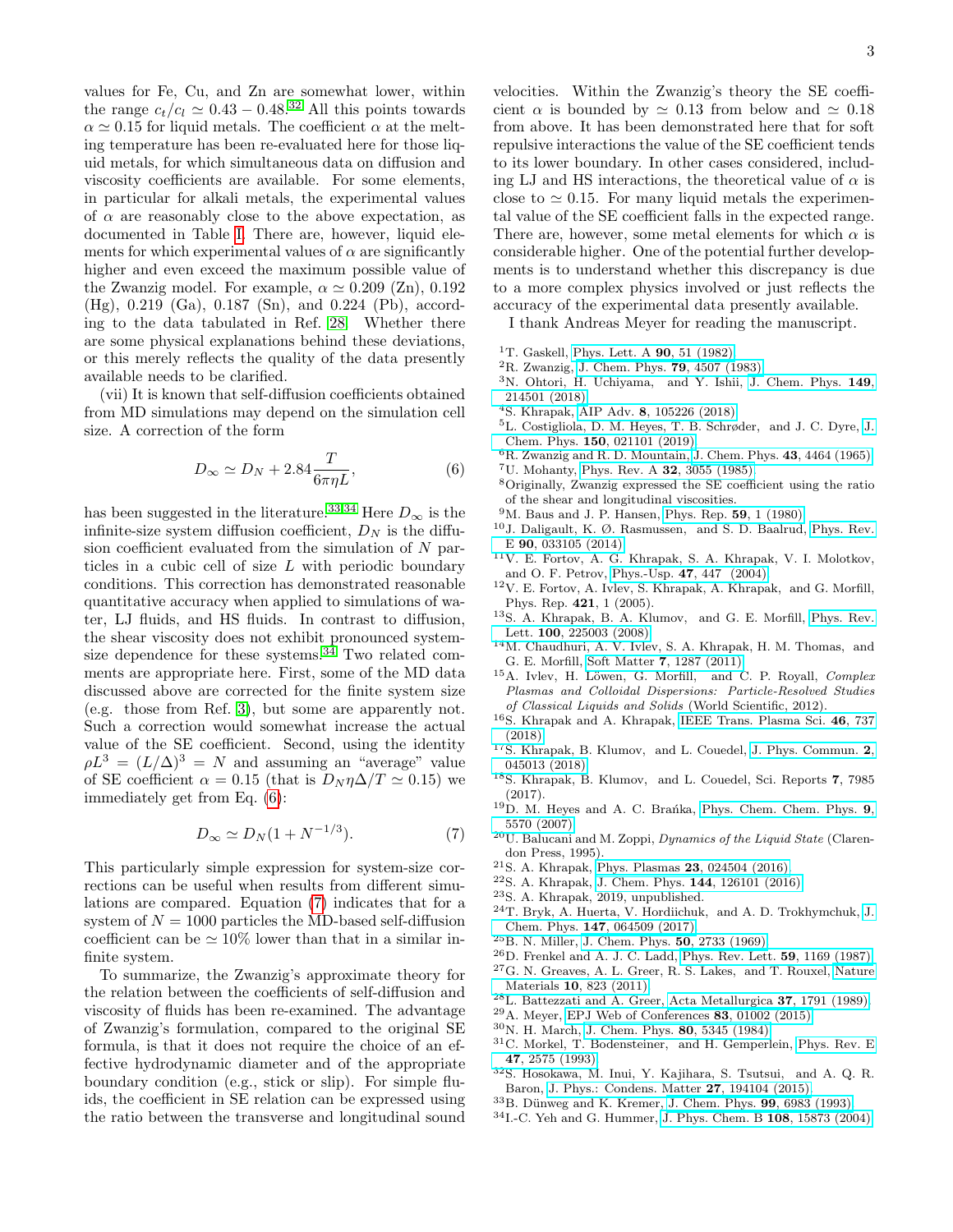values for Fe, Cu, and Zn are somewhat lower, within the range $c_t/c_l \simeq 0.43-0.48$.[32] All this points towards $\alpha \simeq 0.15$ for liquid metals. The coefficient $\alpha$ at the melting temperature has been re-evaluated here for those liquid metals, for which simultaneous data on diffusion and viscosity coefficients are available. For some elements, in particular for alkali metals, the experimental values of $\alpha$ are reasonably close to the above expectation, as documented in Table I. There are, however, liquid elements for which experimental values of $\alpha$ are significantly higher and even exceed the maximum possible value of the Zwanzig model. For example, $\alpha \simeq 0.209$ (Zn), 0.192 (Hg), 0.219 (Ga), 0.187 (Sn), and 0.224 (Pb), according to the data tabulated in Ref. [28]. Whether there are some physical explanations behind these deviations, or this merely reflects the quality of the data presently available needs to be clarified.

(vii) It is known that self-diffusion coefficients obtained from MD simulations may depend on the simulation cell size. A correction of the form

$$D_\infty \simeq D_N + 2.84\frac{T}{6\pi\eta L}, \tag{6}$$

has been suggested in the literature.[33,34] Here $D_\infty$ is the infinite-size system diffusion coefficient, $D_N$ is the diffusion coefficient evaluated from the simulation of $N$ particles in a cubic cell of size $L$ with periodic boundary conditions. This correction has demonstrated reasonable quantitative accuracy when applied to simulations of water, LJ fluids, and HS fluids. In contrast to diffusion, the shear viscosity does not exhibit pronounced system-size dependence for these systems.[34] Two related comments are appropriate here. First, some of the MD data discussed above are corrected for the finite system size (e.g. those from Ref. [3]), but some are apparently not. Such a correction would somewhat increase the actual value of the SE coefficient. Second, using the identity $\rho L^3 = (L/\Delta)^3 = N$ and assuming an "average" value of SE coefficient $\alpha = 0.15$ (that is $D_N\eta\Delta/T \simeq 0.15$) we immediately get from Eq. (6):

$$D_\infty \simeq D_N(1+N^{-1/3}). \tag{7}$$

This particularly simple expression for system-size corrections can be useful when results from different simulations are compared. Equation (7) indicates that for a system of $N = 1000$ particles the MD-based self-diffusion coefficient can be $\simeq 10\%$ lower than that in a similar infinite system.

To summarize, the Zwanzig's approximate theory for the relation between the coefficients of self-diffusion and viscosity of fluids has been re-examined. The advantage of Zwanzig's formulation, compared to the original SE formula, is that it does not require the choice of an effective hydrodynamic diameter and of the appropriate boundary condition (e.g., stick or slip). For simple fluids, the coefficient in SE relation can be expressed using the ratio between the transverse and longitudinal sound velocities. Within the Zwanzig's theory the SE coefficient $\alpha$ is bounded by $\simeq 0.13$ from below and $\simeq 0.18$ from above. It has been demonstrated here that for soft repulsive interactions the value of the SE coefficient tends to its lower boundary. In other cases considered, including LJ and HS interactions, the theoretical value of $\alpha$ is close to $\simeq 0.15$. For many liquid metals the experimental value of the SE coefficient falls in the expected range. There are, however, some metal elements for which $\alpha$ is considerable higher. One of the potential further developments is to understand whether this discrepancy is due to a more complex physics involved or just reflects the accuracy of the experimental data presently available.

I thank Andreas Meyer for reading the manuscript.

[1] T. Gaskell, Phys. Lett. A **90**, 51 (1982).
[2] R. Zwanzig, J. Chem. Phys. **79**, 4507 (1983).
[3] N. Ohtori, H. Uchiyama, and Y. Ishii, J. Chem. Phys. **149**, 214501 (2018).
[4] S. Khrapak, AIP Adv. **8**, 105226 (2018).
[5] L. Costigliola, D. M. Heyes, T. B. Schrøder, and J. C. Dyre, J. Chem. Phys. **150**, 021101 (2019).
[6] R. Zwanzig and R. D. Mountain, J. Chem. Phys. **43**, 4464 (1965).
[7] U. Mohanty, Phys. Rev. A **32**, 3055 (1985).
[8] Originally, Zwanzig expressed the SE coefficient using the ratio of the shear and longitudinal viscosities.
[9] M. Baus and J. P. Hansen, Phys. Rep. **59**, 1 (1980).
[10] J. Daligault, K. Ø. Rasmussen, and S. D. Baalrud, Phys. Rev. E **90**, 033105 (2014).
[11] V. E. Fortov, A. G. Khrapak, S. A. Khrapak, V. I. Molotkov, and O. F. Petrov, Phys.-Usp. **47**, 447 (2004).
[12] V. E. Fortov, A. Ivlev, S. Khrapak, A. Khrapak, and G. Morfill, Phys. Rep. **421**, 1 (2005).
[13] S. A. Khrapak, B. A. Klumov, and G. E. Morfill, Phys. Rev. Lett. **100**, 225003 (2008).
[14] M. Chaudhuri, A. V. Ivlev, S. A. Khrapak, H. M. Thomas, and G. E. Morfill, Soft Matter **7**, 1287 (2011).
[15] A. Ivlev, H. Löwen, G. Morfill, and C. P. Royall, *Complex Plasmas and Colloidal Dispersions: Particle-Resolved Studies of Classical Liquids and Solids* (World Scientific, 2012).
[16] S. Khrapak and A. Khrapak, IEEE Trans. Plasma Sci. **46**, 737 (2018).
[17] S. Khrapak, B. Klumov, and L. Couedel, J. Phys. Commun. **2**, 045013 (2018).
[18] S. Khrapak, B. Klumov, and L. Couedel, Sci. Reports **7**, 7985 (2017).
[19] D. M. Heyes and A. C. Brańka, Phys. Chem. Chem. Phys. **9**, 5570 (2007).
[20] U. Balucani and M. Zoppi, *Dynamics of the Liquid State* (Clarendon Press, 1995).
[21] S. A. Khrapak, Phys. Plasmas **23**, 024504 (2016).
[22] S. A. Khrapak, J. Chem. Phys. **144**, 126101 (2016).
[23] S. A. Khrapak, 2019, unpublished.
[24] T. Bryk, A. Huerta, V. Hordiichuk, and A. D. Trokhymchuk, J. Chem. Phys. **147**, 064509 (2017).
[25] B. N. Miller, J. Chem. Phys. **50**, 2733 (1969).
[26] D. Frenkel and A. J. C. Ladd, Phys. Rev. Lett. **59**, 1169 (1987).
[27] G. N. Greaves, A. L. Greer, R. S. Lakes, and T. Rouxel, Nature Materials **10**, 823 (2011).
[28] L. Battezzati and A. Greer, Acta Metallurgica **37**, 1791 (1989).
[29] A. Meyer, EPJ Web of Conferences **83**, 01002 (2015).
[30] N. H. March, J. Chem. Phys. **80**, 5345 (1984).
[31] C. Morkel, T. Bodensteiner, and H. Gemperlein, Phys. Rev. E **47**, 2575 (1993).
[32] S. Hosokawa, M. Inui, Y. Kajihara, S. Tsutsui, and A. Q. R. Baron, J. Phys.: Condens. Matter **27**, 194104 (2015).
[33] B. Dünweg and K. Kremer, J. Chem. Phys. **99**, 6983 (1993).
[34] I.-C. Yeh and G. Hummer, J. Phys. Chem. B **108**, 15873 (2004).